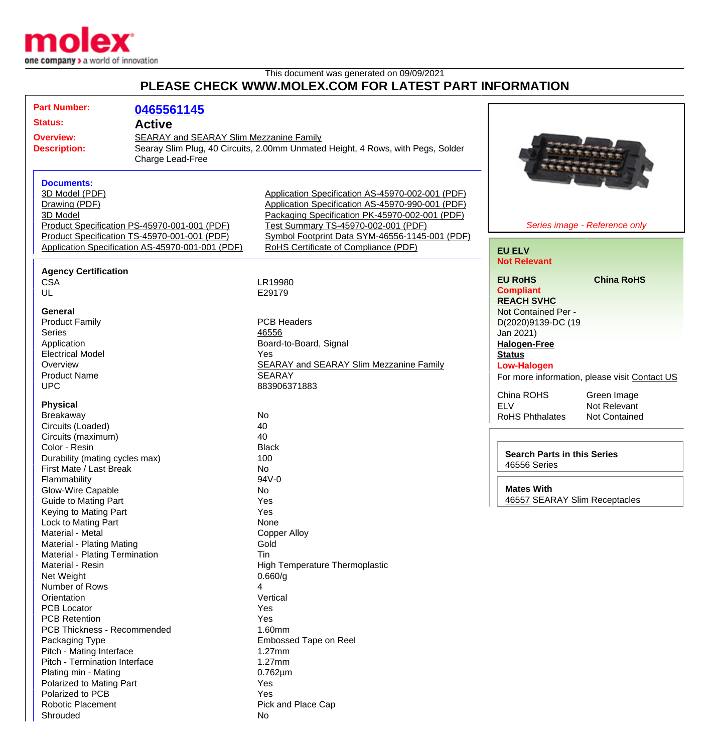molex
one company > a world of innovation

This document was generated on 09/09/2021

## PLEASE CHECK WWW.MOLEX.COM FOR LATEST PART INFORMATION

| | |
|---|---|
| **Part Number:** | **0465561145** |
| **Status:** | **Active** |
| **Overview:** | SEARAY and SEARAY Slim Mezzanine Family |
| **Description:** | Searay Slim Plug, 40 Circuits, 2.00mm Unmated Height, 4 Rows, with Pegs, Solder Charge Lead-Free |

### Documents:

- 3D Model (PDF)
- Drawing (PDF)
- 3D Model
- Product Specification PS-45970-001-001 (PDF)
- Product Specification TS-45970-001-001 (PDF)
- Application Specification AS-45970-001-001 (PDF)
- Application Specification AS-45970-002-001 (PDF)
- Application Specification AS-45970-990-001 (PDF)
- Packaging Specification PK-45970-002-001 (PDF)
- Test Summary TS-45970-002-001 (PDF)
- Symbol Footprint Data SYM-46556-1145-001 (PDF)
- RoHS Certificate of Compliance (PDF)

*Series image - Reference only*

**EU ELV**
**Not Relevant**

**EU RoHS** **China RoHS**
**Compliant**

**REACH SVHC**
Not Contained Per - D(2020)9139-DC (19 Jan 2021)

**Halogen-Free Status**
**Low-Halogen**

For more information, please visit Contact US

| | |
|---|---|
| China ROHS | Green Image |
| ELV | Not Relevant |
| RoHS Phthalates | Not Contained |

**Search Parts in this Series**
46556 Series

**Mates With**
46557 SEARAY Slim Receptacles

### Agency Certification

| | |
|---|---|
| CSA | LR19980 |
| UL | E29179 |

### General

| | |
|---|---|
| Product Family | PCB Headers |
| Series | 46556 |
| Application | Board-to-Board, Signal |
| Electrical Model | Yes |
| Overview | SEARAY and SEARAY Slim Mezzanine Family |
| Product Name | SEARAY |
| UPC | 883906371883 |

### Physical

| | |
|---|---|
| Breakaway | No |
| Circuits (Loaded) | 40 |
| Circuits (maximum) | 40 |
| Color - Resin | Black |
| Durability (mating cycles max) | 100 |
| First Mate / Last Break | No |
| Flammability | 94V-0 |
| Glow-Wire Capable | No |
| Guide to Mating Part | Yes |
| Keying to Mating Part | Yes |
| Lock to Mating Part | None |
| Material - Metal | Copper Alloy |
| Material - Plating Mating | Gold |
| Material - Plating Termination | Tin |
| Material - Resin | High Temperature Thermoplastic |
| Net Weight | 0.660/g |
| Number of Rows | 4 |
| Orientation | Vertical |
| PCB Locator | Yes |
| PCB Retention | Yes |
| PCB Thickness - Recommended | 1.60mm |
| Packaging Type | Embossed Tape on Reel |
| Pitch - Mating Interface | 1.27mm |
| Pitch - Termination Interface | 1.27mm |
| Plating min - Mating | 0.762µm |
| Polarized to Mating Part | Yes |
| Polarized to PCB | Yes |
| Robotic Placement | Pick and Place Cap |
| Shrouded | No |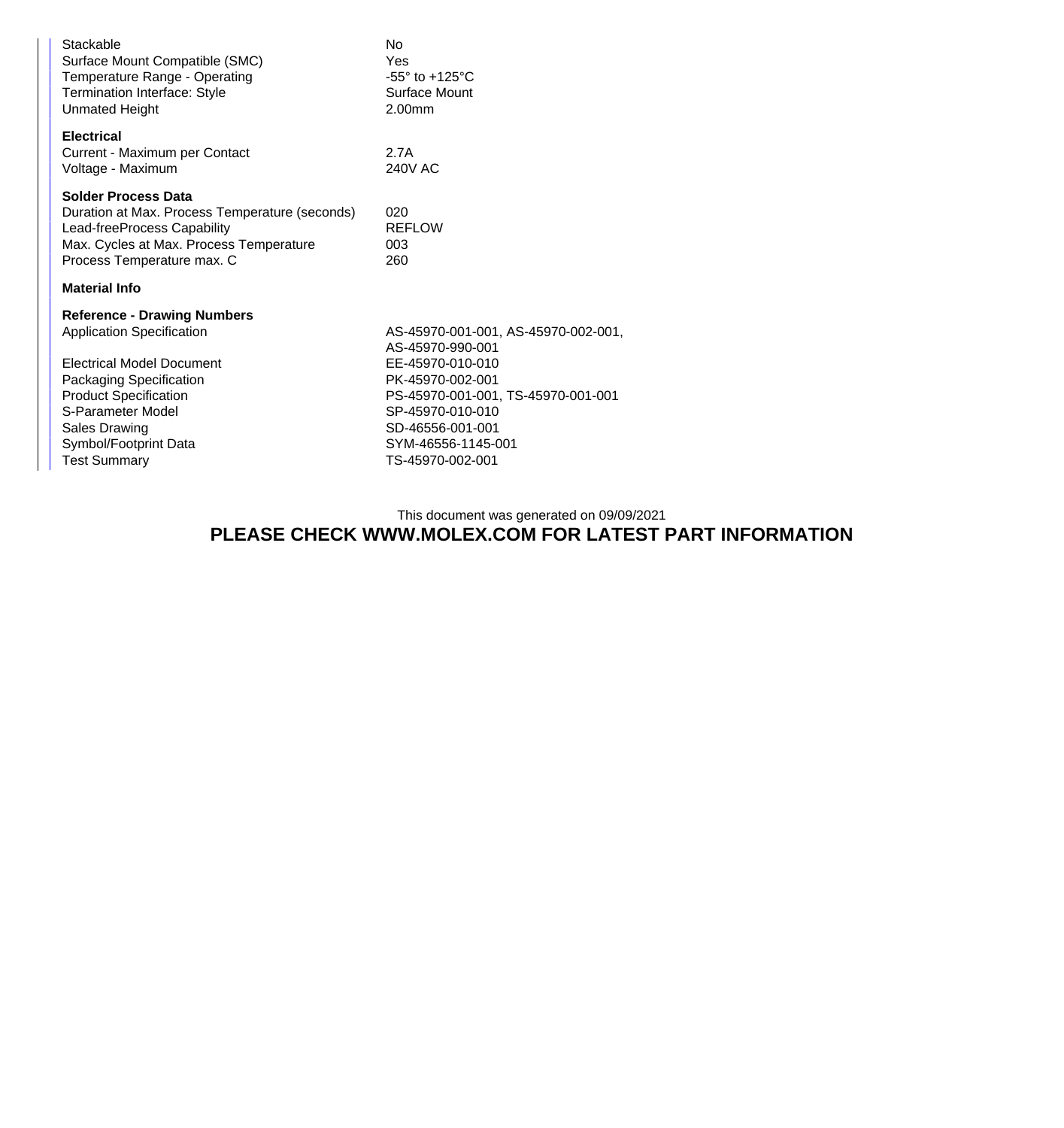| | |
|---|---|
| Stackable | No |
| Surface Mount Compatible (SMC) | Yes |
| Temperature Range - Operating | -55° to +125°C |
| Termination Interface: Style | Surface Mount |
| Unmated Height | 2.00mm |

**Electrical**

| | |
|---|---|
| Current - Maximum per Contact | 2.7A |
| Voltage - Maximum | 240V AC |

**Solder Process Data**

| | |
|---|---|
| Duration at Max. Process Temperature (seconds) | 020 |
| Lead-freeProcess Capability | REFLOW |
| Max. Cycles at Max. Process Temperature | 003 |
| Process Temperature max. C | 260 |

**Material Info**

**Reference - Drawing Numbers**

| | |
|---|---|
| Application Specification | AS-45970-001-001, AS-45970-002-001, AS-45970-990-001 |
| Electrical Model Document | EE-45970-010-010 |
| Packaging Specification | PK-45970-002-001 |
| Product Specification | PS-45970-001-001, TS-45970-001-001 |
| S-Parameter Model | SP-45970-010-010 |
| Sales Drawing | SD-46556-001-001 |
| Symbol/Footprint Data | SYM-46556-1145-001 |
| Test Summary | TS-45970-002-001 |

This document was generated on 09/09/2021

**PLEASE CHECK WWW.MOLEX.COM FOR LATEST PART INFORMATION**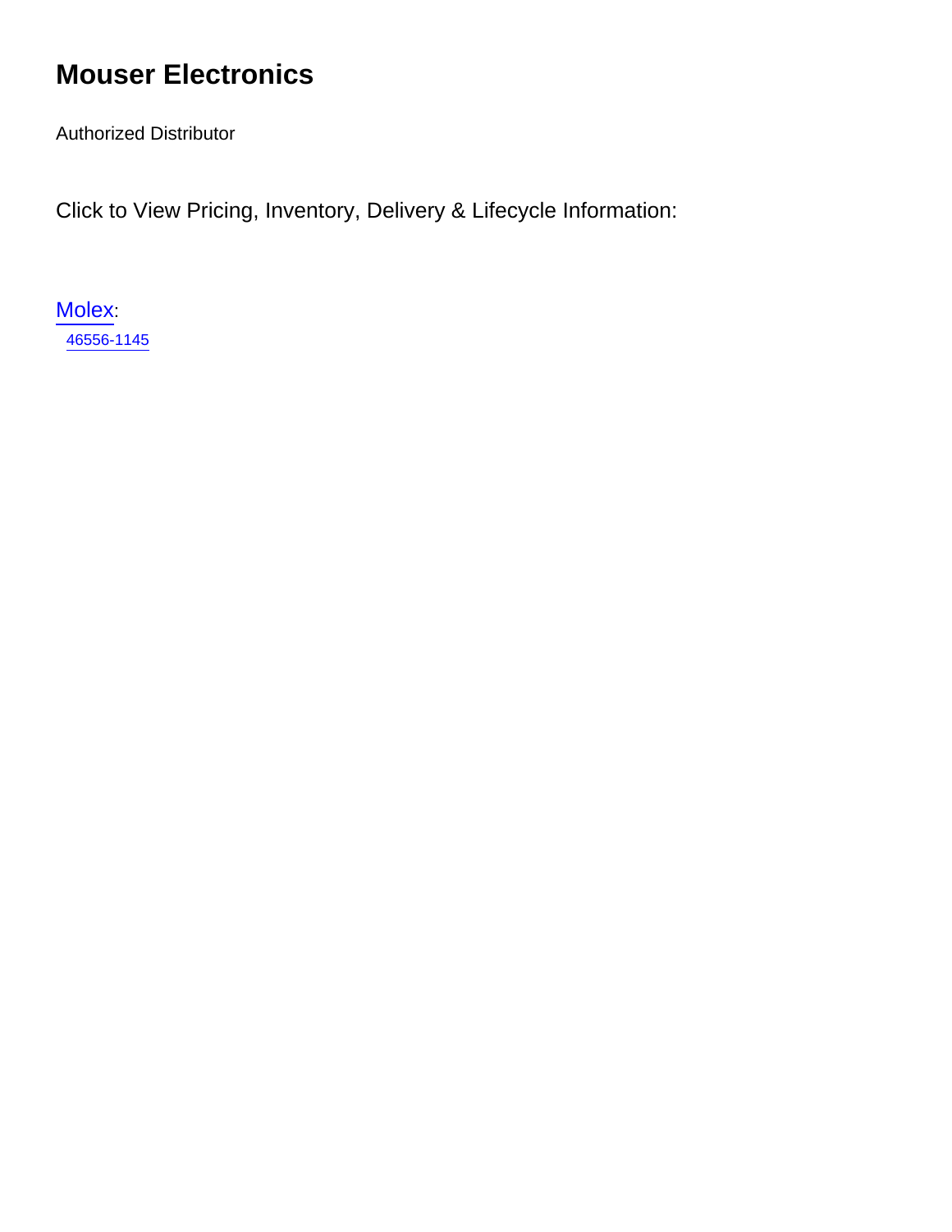# Mouser Electronics

Authorized Distributor

Click to View Pricing, Inventory, Delivery & Lifecycle Information:

Molex:

46556-1145